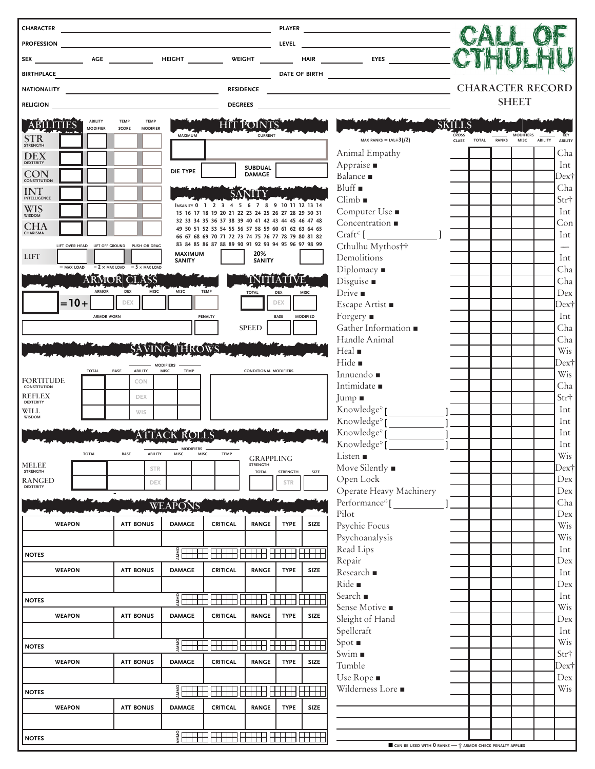# CALL OF CTHULHU

## CHARACTER RECORD SHEET

CHARACTER ____________ PLAYER ____________

PROFESSION ____________ LEVEL ____________

SEX ______ AGE ______ HEIGHT ______ WEIGHT ______ HAIR ______ EYES ______

BIRTHPLACE ____________ DATE OF BIRTH ____________

NATIONALITY ____________ RESIDENCE ____________

RELIGION ____________ DEGREES ____________

## ABILITIES

| | ABILITY | ABILITY MODIFIER | TEMP SCORE | TEMP MODIFIER |
|---|---|---|---|---|
| STR | STRENGTH | | | |
| DEX | DEXTERITY | | | |
| CON | CONSTITUTION | | | |
| INT | INTELLIGENCE | | | |
| WIS | WISDOM | | | |
| CHA | CHARISMA | | | |

| | LIFT OVER HEAD | LIFT OFF GROUND | PUSH OR DRAG |
|---|---|---|---|
| LIFT | = MAX LOAD | = 2 × MAX LOAD | = 5 × MAX LOAD |

## HIT POINTS

MAXIMUM ______ CURRENT ______

DIE TYPE ______ SUBDUAL DAMAGE ______

## SANITY

INSANITY 0 1 2 3 4 5 6 7 8 9 10 11 12 13 14
15 16 17 18 19 20 21 22 23 24 25 26 27 28 29 30 31
32 33 34 35 36 37 38 39 40 41 42 43 44 45 46 47 48
49 50 51 52 53 54 55 56 57 58 59 60 61 62 63 64 65
66 67 68 69 70 71 72 73 74 75 76 77 78 79 80 81 82
83 84 85 86 87 88 89 90 91 92 93 94 95 96 97 98 99

MAXIMUM SANITY ______ 20% SANITY ______

## ARMOR CLASS

| | | ARMOR | DEX | MISC | MISC | TEMP |
|---|---|---|---|---|---|---|
| | = 10 + | | DEX | | | |

ARMOR WORN ______ PENALTY ______

## INITIATIVE

| TOTAL | DEX | MISC |
|---|---|---|
| | DEX | |

| | BASE | MODIFIED |
|---|---|---|
| SPEED | | |

## SAVING THROWS

| | TOTAL | BASE | ABILITY | MISC | TEMP |
|---|---|---|---|---|---|
| FORTITUDE (CONSTITUTION) | | | CON | | |
| REFLEX (DEXTERITY) | | | DEX | | |
| WILL (WISDOM) | | | WIS | | |

CONDITIONAL MODIFIERS ______

## ATTACK ROLLS

| | TOTAL | BASE | ABILITY | MISC | MISC | TEMP |
|---|---|---|---|---|---|---|
| MELEE (STRENGTH) | | | STR | | | |
| RANGED (DEXTERITY) | | | DEX | | | |

| GRAPPLING | TOTAL | STRENGTH | SIZE |
|---|---|---|---|
| | | STR | |

## WEAPONS

| WEAPON | ATT BONUS | DAMAGE | CRITICAL | RANGE | TYPE | SIZE |
|---|---|---|---|---|---|---|
| | | | | | | |

NOTES ______ AMMO

| WEAPON | ATT BONUS | DAMAGE | CRITICAL | RANGE | TYPE | SIZE |
|---|---|---|---|---|---|---|
| | | | | | | |

NOTES ______ AMMO

| WEAPON | ATT BONUS | DAMAGE | CRITICAL | RANGE | TYPE | SIZE |
|---|---|---|---|---|---|---|
| | | | | | | |

NOTES ______ AMMO

| WEAPON | ATT BONUS | DAMAGE | CRITICAL | RANGE | TYPE | SIZE |
|---|---|---|---|---|---|---|
| | | | | | | |

NOTES ______ AMMO

## SKILLS

MAX RANKS = LVL+3(/2)

| SKILL | CROSS CLASS | TOTAL | RANKS | MISC | ABILITY | KEY ABILITY |
|---|---|---|---|---|---|---|
| Animal Empathy | | | | | | Cha |
| Appraise ■ | | | | | | Int |
| Balance ■ | | | | | | Dex† |
| Bluff ■ | | | | | | Cha |
| Climb ■ | | | | | | Str† |
| Computer Use ■ | | | | | | Int |
| Concentration ■ | | | | | | Con |
| Craft* [ ] | | | | | | Int |
| Cthulhu Mythos†† | | | | | | — |
| Demolitions | | | | | | Int |
| Diplomacy ■ | | | | | | Cha |
| Disguise ■ | | | | | | Cha |
| Drive ■ | | | | | | Dex |
| Escape Artist ■ | | | | | | Dex† |
| Forgery ■ | | | | | | Int |
| Gather Information ■ | | | | | | Cha |
| Handle Animal | | | | | | Cha |
| Heal ■ | | | | | | Wis |
| Hide ■ | | | | | | Dex† |
| Innuendo ■ | | | | | | Wis |
| Intimidate ■ | | | | | | Cha |
| Jump ■ | | | | | | Str† |
| Knowledge* [ ] | | | | | | Int |
| Knowledge* [ ] | | | | | | Int |
| Knowledge* [ ] | | | | | | Int |
| Knowledge* [ ] | | | | | | Int |
| Listen ■ | | | | | | Wis |
| Move Silently ■ | | | | | | Dex† |
| Open Lock | | | | | | Dex |
| Operate Heavy Machinery | | | | | | Dex |
| Performance* [ ] | | | | | | Cha |
| Pilot | | | | | | Dex |
| Psychic Focus | | | | | | Wis |
| Psychoanalysis | | | | | | Wis |
| Read Lips | | | | | | Int |
| Repair | | | | | | Dex |
| Research ■ | | | | | | Int |
| Ride ■ | | | | | | Dex |
| Search ■ | | | | | | Int |
| Sense Motive ■ | | | | | | Wis |
| Sleight of Hand | | | | | | Dex |
| Spellcraft | | | | | | Int |
| Spot ■ | | | | | | Wis |
| Swim ■ | | | | | | Str† |
| Tumble | | | | | | Dex† |
| Use Rope ■ | | | | | | Dex |
| Wilderness Lore ■ | | | | | | Wis |
| | | | | | | |
| | | | | | | |
| | | | | | | |

■ CAN BE USED WITH 0 RANKS — † ARMOR CHECK PENALTY APPLIES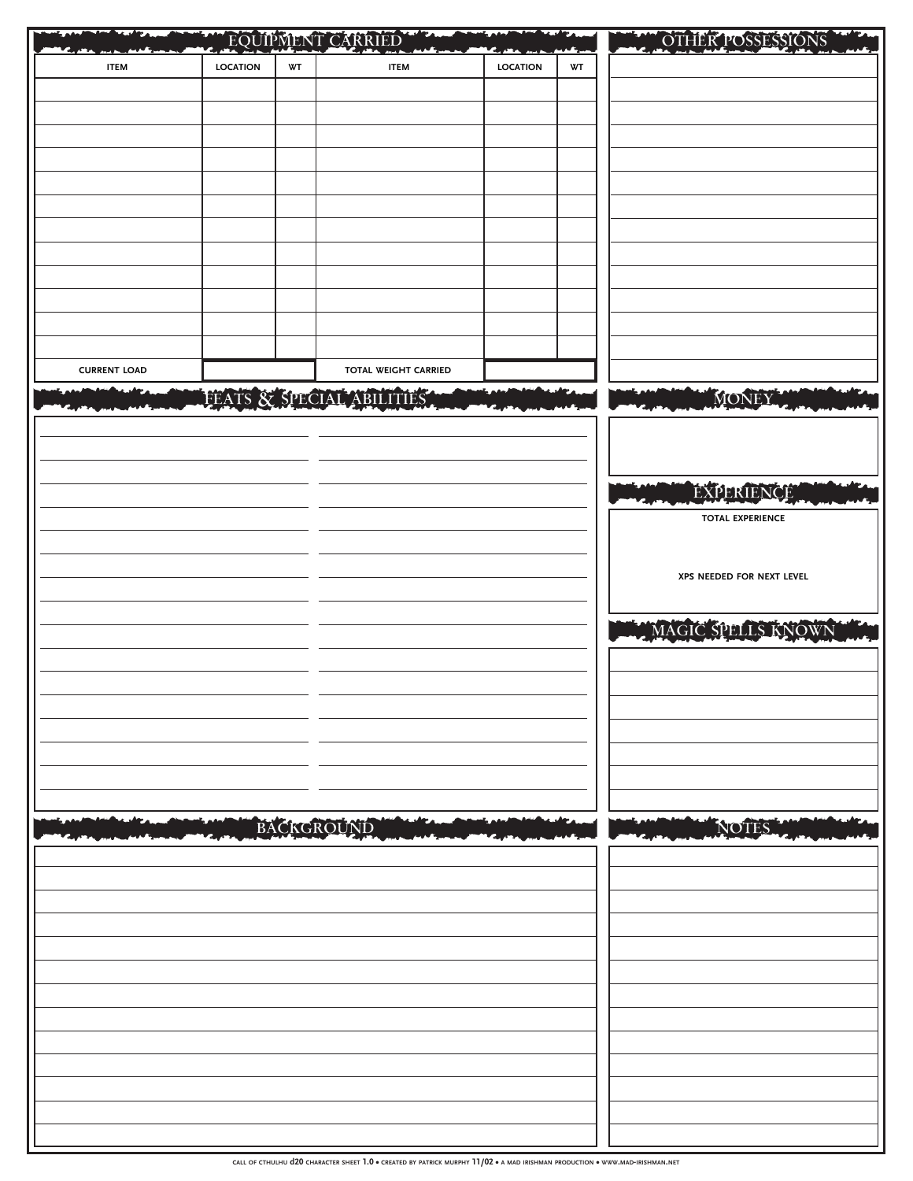## EQUIPMENT CARRIED

| ITEM | LOCATION | WT | ITEM | LOCATION | WT |
|---|---|---|---|---|---|
| | | | | | |
| | | | | | |
| | | | | | |
| | | | | | |
| | | | | | |
| | | | | | |
| | | | | | |
| | | | | | |
| | | | | | |
| | | | | | |
| | | | | | |
| | | | | | |
| CURRENT LOAD | | | TOTAL WEIGHT CARRIED | | |

## OTHER POSSESSIONS

## FEATS & SPECIAL ABILITIES

## MONEY

## EXPERIENCE

TOTAL EXPERIENCE

XPS NEEDED FOR NEXT LEVEL

## MAGIC SPELLS KNOWN

## BACKGROUND

## NOTES